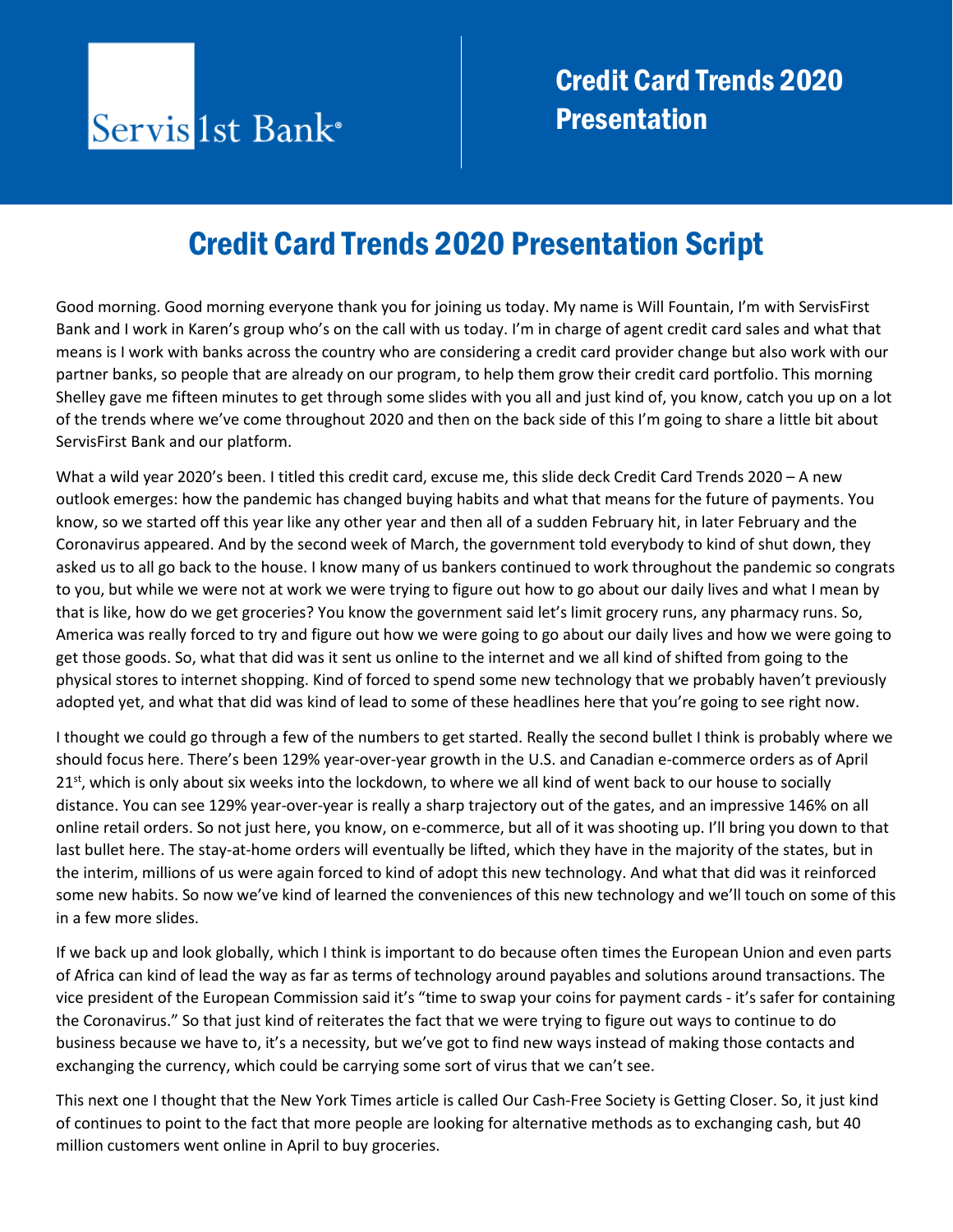Servis 1st Bank®

# Credit Card Trends 2020 Presentation

## Credit Card Trends 2020 Presentation Script

Good morning. Good morning everyone thank you for joining us today. My name is Will Fountain, I'm with ServisFirst Bank and I work in Karen's group who's on the call with us today. I'm in charge of agent credit card sales and what that means is I work with banks across the country who are considering a credit card provider change but also work with our partner banks, so people that are already on our program, to help them grow their credit card portfolio. This morning Shelley gave me fifteen minutes to get through some slides with you all and just kind of, you know, catch you up on a lot of the trends where we've come throughout 2020 and then on the back side of this I'm going to share a little bit about ServisFirst Bank and our platform.

What a wild year 2020's been. I titled this credit card, excuse me, this slide deck Credit Card Trends 2020 – A new outlook emerges: how the pandemic has changed buying habits and what that means for the future of payments. You know, so we started off this year like any other year and then all of a sudden February hit, in later February and the Coronavirus appeared. And by the second week of March, the government told everybody to kind of shut down, they asked us to all go back to the house. I know many of us bankers continued to work throughout the pandemic so congrats to you, but while we were not at work we were trying to figure out how to go about our daily lives and what I mean by that is like, how do we get groceries? You know the government said let's limit grocery runs, any pharmacy runs. So, America was really forced to try and figure out how we were going to go about our daily lives and how we were going to get those goods. So, what that did was it sent us online to the internet and we all kind of shifted from going to the physical stores to internet shopping. Kind of forced to spend some new technology that we probably haven't previously adopted yet, and what that did was kind of lead to some of these headlines here that you're going to see right now.

I thought we could go through a few of the numbers to get started. Really the second bullet I think is probably where we should focus here. There's been 129% year-over-year growth in the U.S. and Canadian e-commerce orders as of April 21st, which is only about six weeks into the lockdown, to where we all kind of went back to our house to socially distance. You can see 129% year-over-year is really a sharp trajectory out of the gates, and an impressive 146% on all online retail orders. So not just here, you know, on e-commerce, but all of it was shooting up. I'll bring you down to that last bullet here. The stay-at-home orders will eventually be lifted, which they have in the majority of the states, but in the interim, millions of us were again forced to kind of adopt this new technology. And what that did was it reinforced some new habits. So now we've kind of learned the conveniences of this new technology and we'll touch on some of this in a few more slides.

If we back up and look globally, which I think is important to do because often times the European Union and even parts of Africa can kind of lead the way as far as terms of technology around payables and solutions around transactions. The vice president of the European Commission said it's "time to swap your coins for payment cards - it's safer for containing the Coronavirus." So that just kind of reiterates the fact that we were trying to figure out ways to continue to do business because we have to, it's a necessity, but we've got to find new ways instead of making those contacts and exchanging the currency, which could be carrying some sort of virus that we can't see.

This next one I thought that the New York Times article is called Our Cash-Free Society is Getting Closer. So, it just kind of continues to point to the fact that more people are looking for alternative methods as to exchanging cash, but 40 million customers went online in April to buy groceries.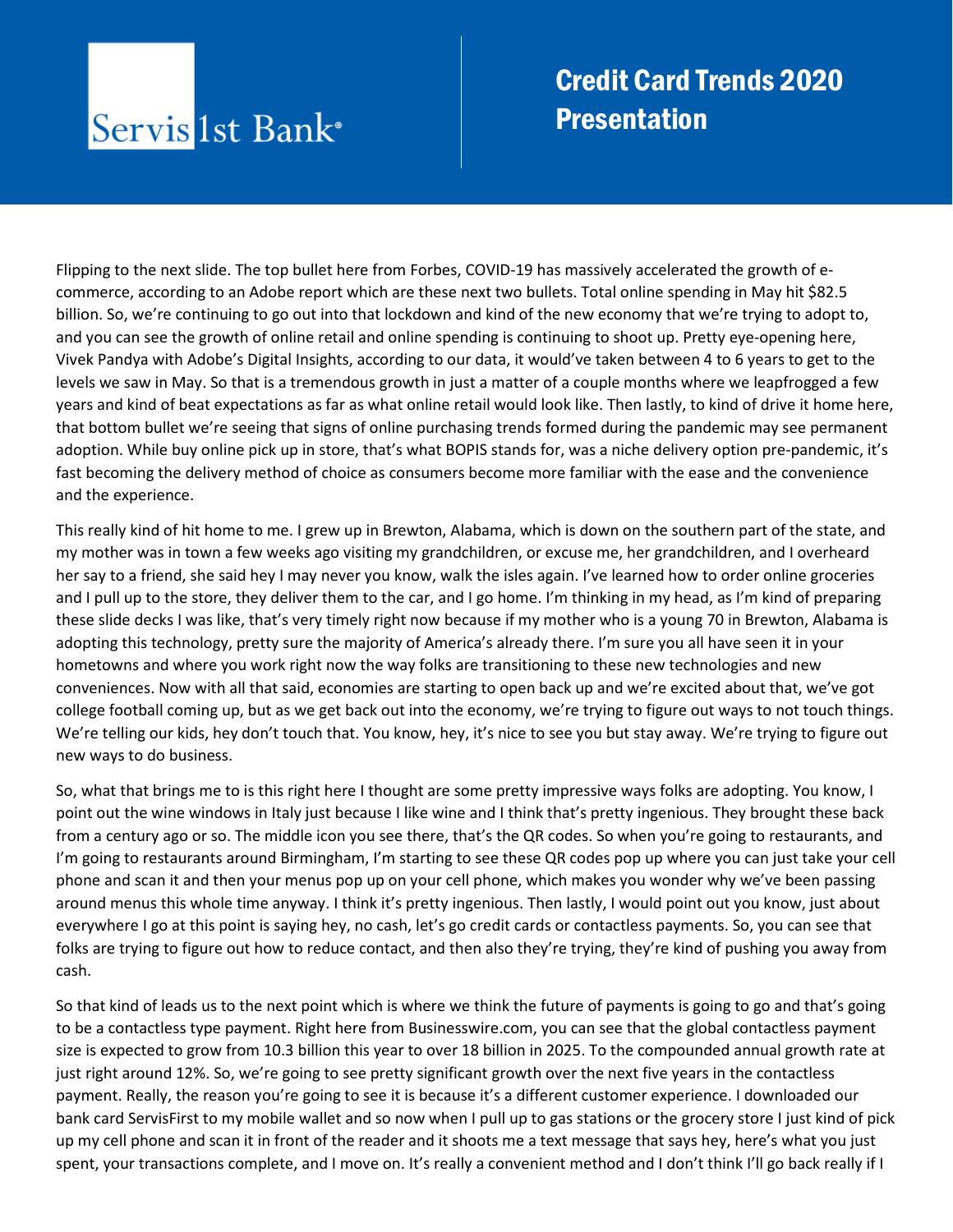Flipping to the next slide. The top bullet here from Forbes, COVID-19 has massively accelerated the growth of e-commerce, according to an Adobe report which are these next two bullets. Total online spending in May hit $82.5 billion. So, we're continuing to go out into that lockdown and kind of the new economy that we're trying to adopt to, and you can see the growth of online retail and online spending is continuing to shoot up. Pretty eye-opening here, Vivek Pandya with Adobe's Digital Insights, according to our data, it would've taken between 4 to 6 years to get to the levels we saw in May. So that is a tremendous growth in just a matter of a couple months where we leapfrogged a few years and kind of beat expectations as far as what online retail would look like. Then lastly, to kind of drive it home here, that bottom bullet we're seeing that signs of online purchasing trends formed during the pandemic may see permanent adoption. While buy online pick up in store, that's what BOPIS stands for, was a niche delivery option pre-pandemic, it's fast becoming the delivery method of choice as consumers become more familiar with the ease and the convenience and the experience.

This really kind of hit home to me. I grew up in Brewton, Alabama, which is down on the southern part of the state, and my mother was in town a few weeks ago visiting my grandchildren, or excuse me, her grandchildren, and I overheard her say to a friend, she said hey I may never you know, walk the isles again. I've learned how to order online groceries and I pull up to the store, they deliver them to the car, and I go home. I'm thinking in my head, as I'm kind of preparing these slide decks I was like, that's very timely right now because if my mother who is a young 70 in Brewton, Alabama is adopting this technology, pretty sure the majority of America's already there. I'm sure you all have seen it in your hometowns and where you work right now the way folks are transitioning to these new technologies and new conveniences. Now with all that said, economies are starting to open back up and we're excited about that, we've got college football coming up, but as we get back out into the economy, we're trying to figure out ways to not touch things. We're telling our kids, hey don't touch that. You know, hey, it's nice to see you but stay away. We're trying to figure out new ways to do business.

So, what that brings me to is this right here I thought are some pretty impressive ways folks are adopting. You know, I point out the wine windows in Italy just because I like wine and I think that's pretty ingenious. They brought these back from a century ago or so. The middle icon you see there, that's the QR codes. So when you're going to restaurants, and I'm going to restaurants around Birmingham, I'm starting to see these QR codes pop up where you can just take your cell phone and scan it and then your menus pop up on your cell phone, which makes you wonder why we've been passing around menus this whole time anyway. I think it's pretty ingenious. Then lastly, I would point out you know, just about everywhere I go at this point is saying hey, no cash, let's go credit cards or contactless payments. So, you can see that folks are trying to figure out how to reduce contact, and then also they're trying, they're kind of pushing you away from cash.

So that kind of leads us to the next point which is where we think the future of payments is going to go and that's going to be a contactless type payment. Right here from Businesswire.com, you can see that the global contactless payment size is expected to grow from 10.3 billion this year to over 18 billion in 2025. To the compounded annual growth rate at just right around 12%. So, we're going to see pretty significant growth over the next five years in the contactless payment. Really, the reason you're going to see it is because it's a different customer experience. I downloaded our bank card ServisFirst to my mobile wallet and so now when I pull up to gas stations or the grocery store I just kind of pick up my cell phone and scan it in front of the reader and it shoots me a text message that says hey, here's what you just spent, your transactions complete, and I move on. It's really a convenient method and I don't think I'll go back really if I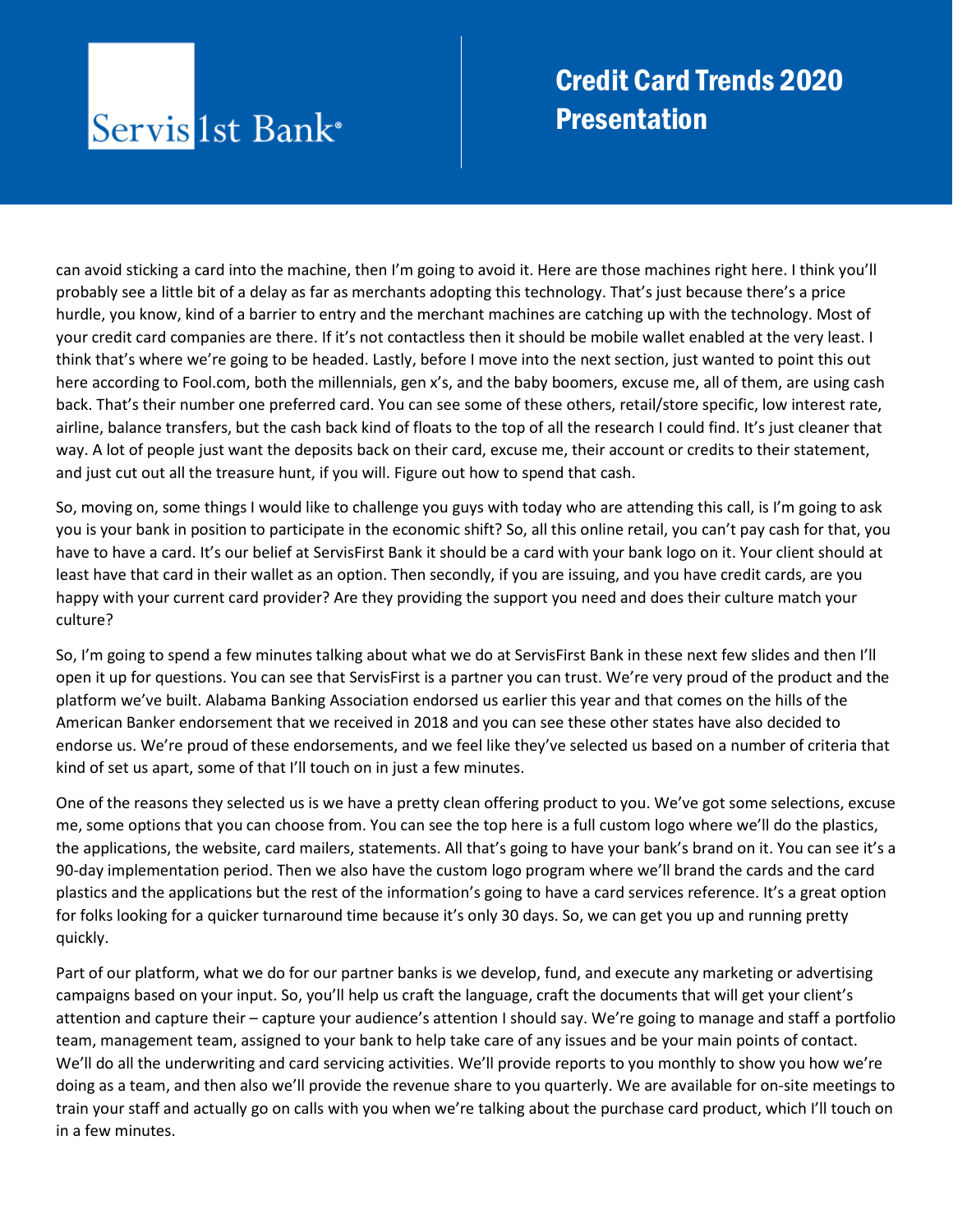can avoid sticking a card into the machine, then I'm going to avoid it. Here are those machines right here. I think you'll probably see a little bit of a delay as far as merchants adopting this technology. That's just because there's a price hurdle, you know, kind of a barrier to entry and the merchant machines are catching up with the technology. Most of your credit card companies are there. If it's not contactless then it should be mobile wallet enabled at the very least. I think that's where we're going to be headed. Lastly, before I move into the next section, just wanted to point this out here according to Fool.com, both the millennials, gen x's, and the baby boomers, excuse me, all of them, are using cash back. That's their number one preferred card. You can see some of these others, retail/store specific, low interest rate, airline, balance transfers, but the cash back kind of floats to the top of all the research I could find. It's just cleaner that way. A lot of people just want the deposits back on their card, excuse me, their account or credits to their statement, and just cut out all the treasure hunt, if you will. Figure out how to spend that cash.

So, moving on, some things I would like to challenge you guys with today who are attending this call, is I'm going to ask you is your bank in position to participate in the economic shift? So, all this online retail, you can't pay cash for that, you have to have a card. It's our belief at ServisFirst Bank it should be a card with your bank logo on it. Your client should at least have that card in their wallet as an option. Then secondly, if you are issuing, and you have credit cards, are you happy with your current card provider? Are they providing the support you need and does their culture match your culture?

So, I'm going to spend a few minutes talking about what we do at ServisFirst Bank in these next few slides and then I'll open it up for questions. You can see that ServisFirst is a partner you can trust. We're very proud of the product and the platform we've built. Alabama Banking Association endorsed us earlier this year and that comes on the hills of the American Banker endorsement that we received in 2018 and you can see these other states have also decided to endorse us. We're proud of these endorsements, and we feel like they've selected us based on a number of criteria that kind of set us apart, some of that I'll touch on in just a few minutes.

One of the reasons they selected us is we have a pretty clean offering product to you. We've got some selections, excuse me, some options that you can choose from. You can see the top here is a full custom logo where we'll do the plastics, the applications, the website, card mailers, statements. All that's going to have your bank's brand on it. You can see it's a 90-day implementation period. Then we also have the custom logo program where we'll brand the cards and the card plastics and the applications but the rest of the information's going to have a card services reference. It's a great option for folks looking for a quicker turnaround time because it's only 30 days. So, we can get you up and running pretty quickly.

Part of our platform, what we do for our partner banks is we develop, fund, and execute any marketing or advertising campaigns based on your input. So, you'll help us craft the language, craft the documents that will get your client's attention and capture their – capture your audience's attention I should say. We're going to manage and staff a portfolio team, management team, assigned to your bank to help take care of any issues and be your main points of contact. We'll do all the underwriting and card servicing activities. We'll provide reports to you monthly to show you how we're doing as a team, and then also we'll provide the revenue share to you quarterly. We are available for on-site meetings to train your staff and actually go on calls with you when we're talking about the purchase card product, which I'll touch on in a few minutes.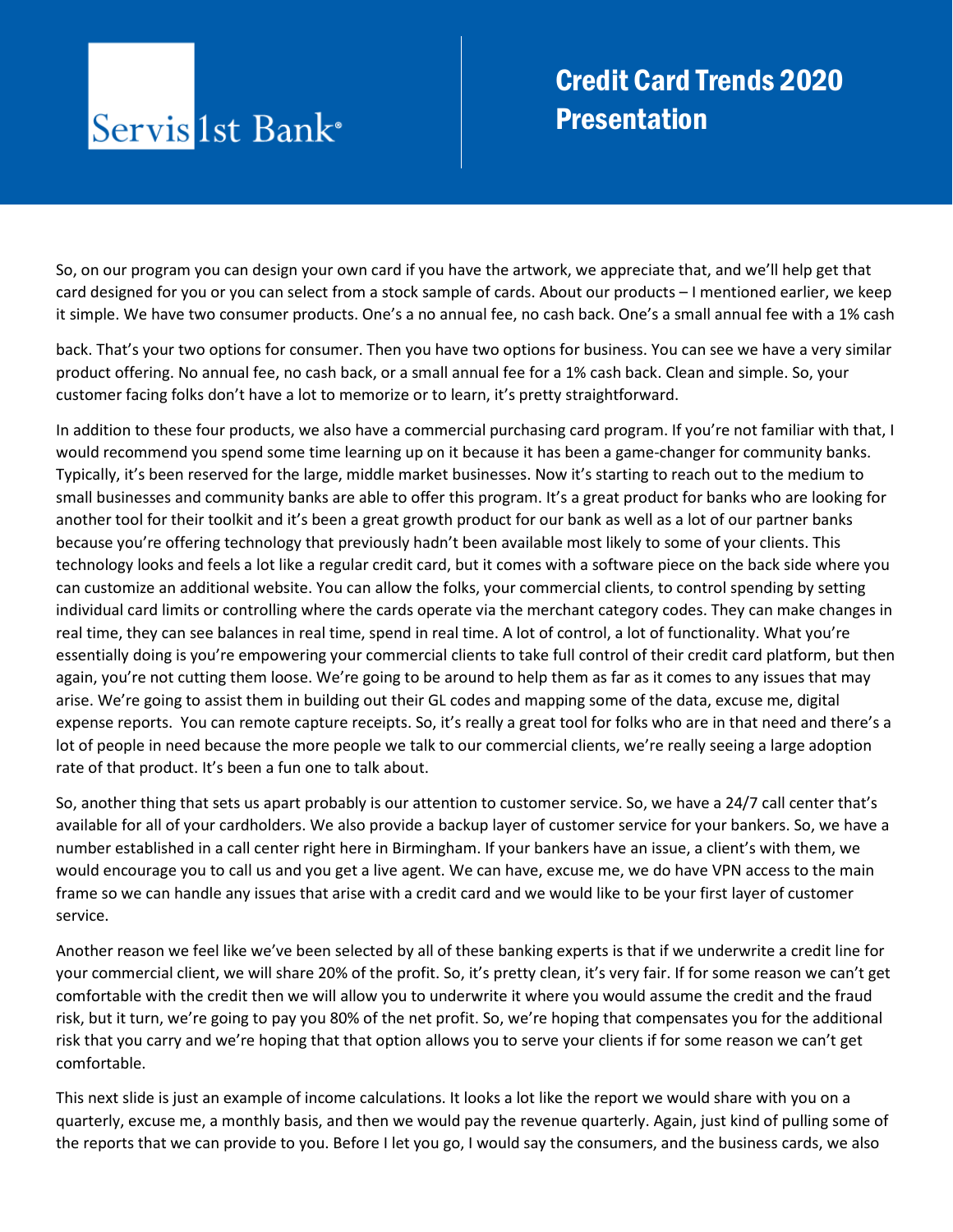So, on our program you can design your own card if you have the artwork, we appreciate that, and we'll help get that card designed for you or you can select from a stock sample of cards. About our products – I mentioned earlier, we keep it simple. We have two consumer products. One's a no annual fee, no cash back. One's a small annual fee with a 1% cash back. That's your two options for consumer. Then you have two options for business. You can see we have a very similar product offering. No annual fee, no cash back, or a small annual fee for a 1% cash back. Clean and simple. So, your customer facing folks don't have a lot to memorize or to learn, it's pretty straightforward.

In addition to these four products, we also have a commercial purchasing card program. If you're not familiar with that, I would recommend you spend some time learning up on it because it has been a game-changer for community banks. Typically, it's been reserved for the large, middle market businesses. Now it's starting to reach out to the medium to small businesses and community banks are able to offer this program. It's a great product for banks who are looking for another tool for their toolkit and it's been a great growth product for our bank as well as a lot of our partner banks because you're offering technology that previously hadn't been available most likely to some of your clients. This technology looks and feels a lot like a regular credit card, but it comes with a software piece on the back side where you can customize an additional website. You can allow the folks, your commercial clients, to control spending by setting individual card limits or controlling where the cards operate via the merchant category codes. They can make changes in real time, they can see balances in real time, spend in real time. A lot of control, a lot of functionality. What you're essentially doing is you're empowering your commercial clients to take full control of their credit card platform, but then again, you're not cutting them loose. We're going to be around to help them as far as it comes to any issues that may arise. We're going to assist them in building out their GL codes and mapping some of the data, excuse me, digital expense reports. You can remote capture receipts. So, it's really a great tool for folks who are in that need and there's a lot of people in need because the more people we talk to our commercial clients, we're really seeing a large adoption rate of that product. It's been a fun one to talk about.

So, another thing that sets us apart probably is our attention to customer service. So, we have a 24/7 call center that's available for all of your cardholders. We also provide a backup layer of customer service for your bankers. So, we have a number established in a call center right here in Birmingham. If your bankers have an issue, a client's with them, we would encourage you to call us and you get a live agent. We can have, excuse me, we do have VPN access to the main frame so we can handle any issues that arise with a credit card and we would like to be your first layer of customer service.

Another reason we feel like we've been selected by all of these banking experts is that if we underwrite a credit line for your commercial client, we will share 20% of the profit. So, it's pretty clean, it's very fair. If for some reason we can't get comfortable with the credit then we will allow you to underwrite it where you would assume the credit and the fraud risk, but it turn, we're going to pay you 80% of the net profit. So, we're hoping that compensates you for the additional risk that you carry and we're hoping that that option allows you to serve your clients if for some reason we can't get comfortable.

This next slide is just an example of income calculations. It looks a lot like the report we would share with you on a quarterly, excuse me, a monthly basis, and then we would pay the revenue quarterly. Again, just kind of pulling some of the reports that we can provide to you. Before I let you go, I would say the consumers, and the business cards, we also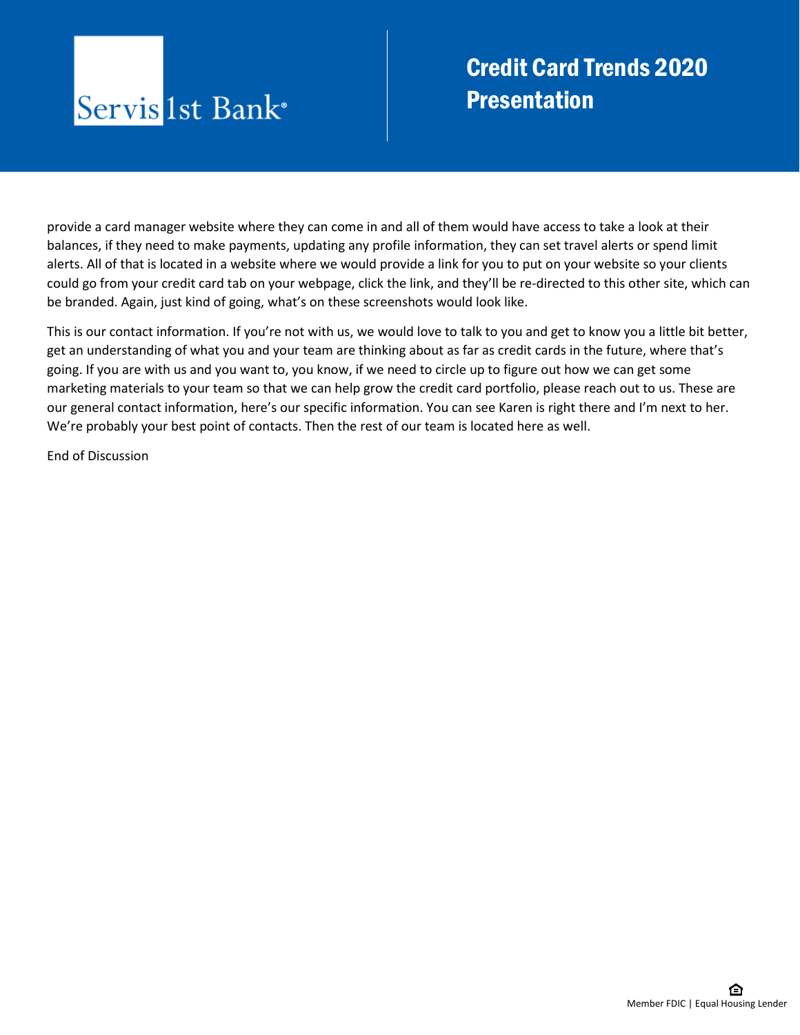provide a card manager website where they can come in and all of them would have access to take a look at their balances, if they need to make payments, updating any profile information, they can set travel alerts or spend limit alerts. All of that is located in a website where we would provide a link for you to put on your website so your clients could go from your credit card tab on your webpage, click the link, and they'll be re-directed to this other site, which can be branded. Again, just kind of going, what's on these screenshots would look like.

This is our contact information. If you're not with us, we would love to talk to you and get to know you a little bit better, get an understanding of what you and your team are thinking about as far as credit cards in the future, where that's going. If you are with us and you want to, you know, if we need to circle up to figure out how we can get some marketing materials to your team so that we can help grow the credit card portfolio, please reach out to us. These are our general contact information, here's our specific information. You can see Karen is right there and I'm next to her. We're probably your best point of contacts. Then the rest of our team is located here as well.

End of Discussion